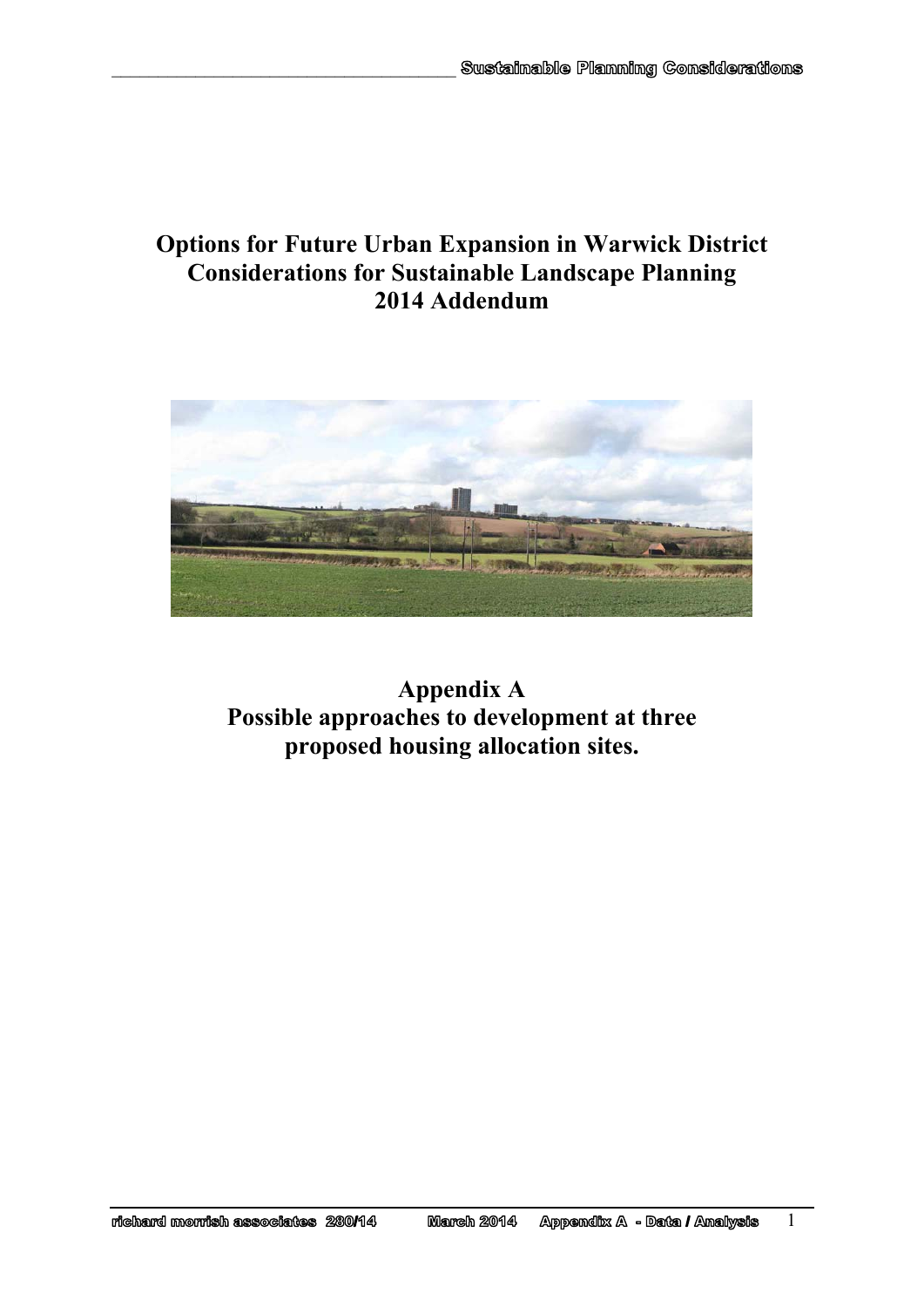# Options for Future Urban Expansion in Warwick District
# Considerations for Sustainable Landscape Planning
# 2014 Addendum

## Appendix A
## Possible approaches to development at three proposed housing allocation sites.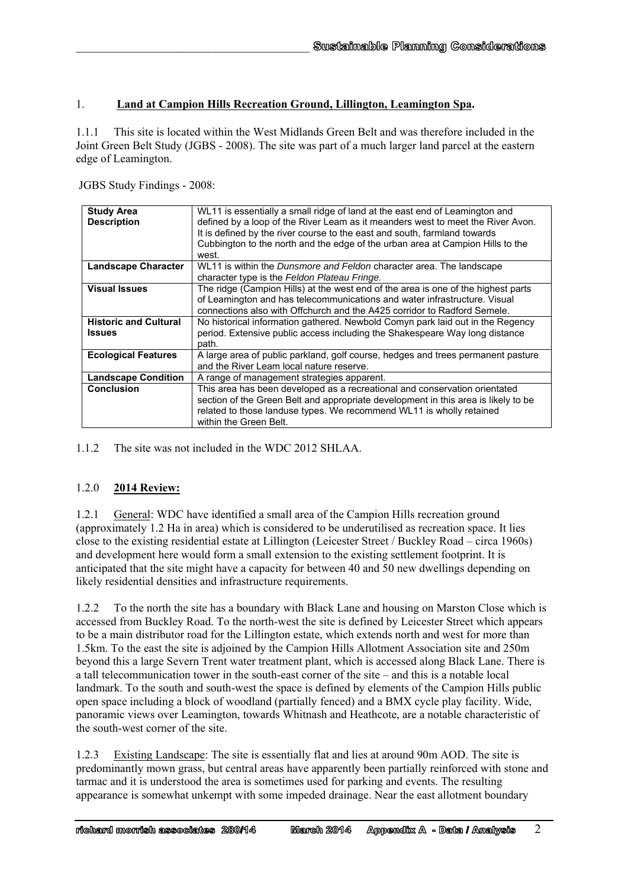## 1. Land at Campion Hills Recreation Ground, Lillington, Leamington Spa.

1.1.1 This site is located within the West Midlands Green Belt and was therefore included in the Joint Green Belt Study (JGBS - 2008). The site was part of a much larger land parcel at the eastern edge of Leamington.

JGBS Study Findings - 2008:

| | |
|---|---|
| **Study Area Description** | WL11 is essentially a small ridge of land at the east end of Leamington and defined by a loop of the River Leam as it meanders west to meet the River Avon. It is defined by the river course to the east and south, farmland towards Cubbington to the north and the edge of the urban area at Campion Hills to the west. |
| **Landscape Character** | WL11 is within the *Dunsmore and Feldon* character area. The landscape character type is the *Feldon Plateau Fringe.* |
| **Visual Issues** | The ridge (Campion Hills) at the west end of the area is one of the highest parts of Leamington and has telecommunications and water infrastructure. Visual connections also with Offchurch and the A425 corridor to Radford Semele. |
| **Historic and Cultural Issues** | No historical information gathered. Newbold Comyn park laid out in the Regency period. Extensive public access including the Shakespeare Way long distance path. |
| **Ecological Features** | A large area of public parkland, golf course, hedges and trees permanent pasture and the River Leam local nature reserve. |
| **Landscape Condition** | A range of management strategies apparent. |
| **Conclusion** | This area has been developed as a recreational and conservation orientated section of the Green Belt and appropriate development in this area is likely to be related to those landuse types. We recommend WL11 is wholly retained within the Green Belt. |

1.1.2 The site was not included in the WDC 2012 SHLAA.

### 1.2.0 2014 Review:

1.2.1 General: WDC have identified a small area of the Campion Hills recreation ground (approximately 1.2 Ha in area) which is considered to be underutilised as recreation space. It lies close to the existing residential estate at Lillington (Leicester Street / Buckley Road – circa 1960s) and development here would form a small extension to the existing settlement footprint. It is anticipated that the site might have a capacity for between 40 and 50 new dwellings depending on likely residential densities and infrastructure requirements.

1.2.2 To the north the site has a boundary with Black Lane and housing on Marston Close which is accessed from Buckley Road. To the north-west the site is defined by Leicester Street which appears to be a main distributor road for the Lillington estate, which extends north and west for more than 1.5km. To the east the site is adjoined by the Campion Hills Allotment Association site and 250m beyond this a large Severn Trent water treatment plant, which is accessed along Black Lane. There is a tall telecommunication tower in the south-east corner of the site – and this is a notable local landmark. To the south and south-west the space is defined by elements of the Campion Hills public open space including a block of woodland (partially fenced) and a BMX cycle play facility. Wide, panoramic views over Leamington, towards Whitnash and Heathcote, are a notable characteristic of the south-west corner of the site.

1.2.3 Existing Landscape: The site is essentially flat and lies at around 90m AOD. The site is predominantly mown grass, but central areas have apparently been partially reinforced with stone and tarmac and it is understood the area is sometimes used for parking and events. The resulting appearance is somewhat unkempt with some impeded drainage. Near the east allotment boundary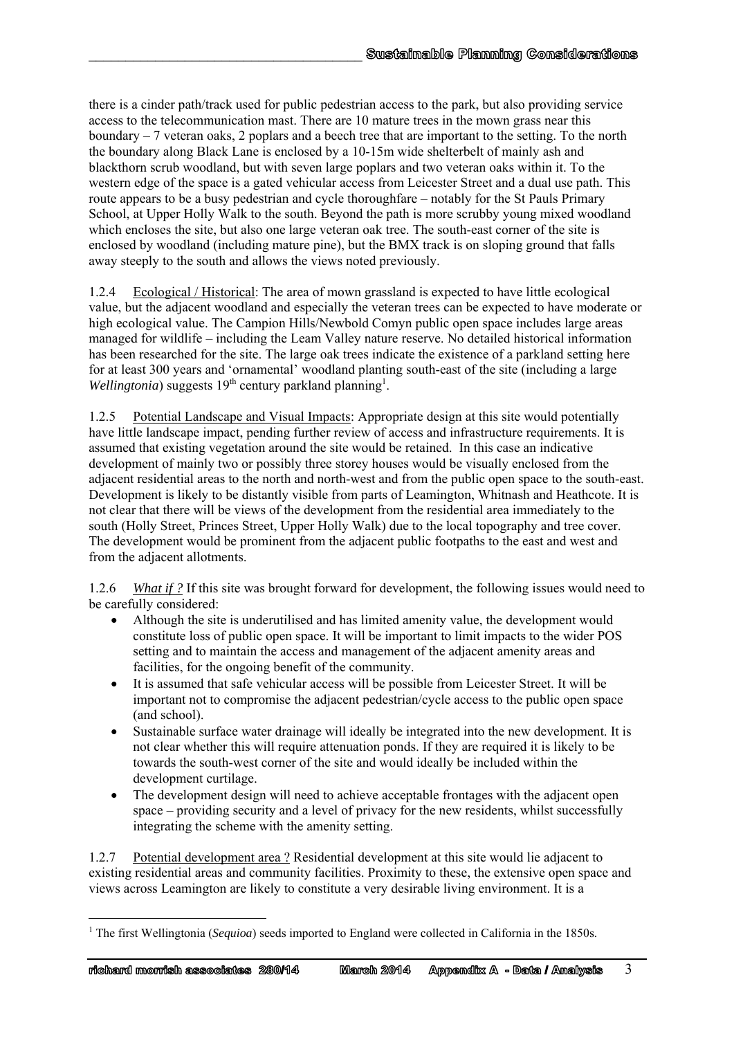there is a cinder path/track used for public pedestrian access to the park, but also providing service access to the telecommunication mast. There are 10 mature trees in the mown grass near this boundary – 7 veteran oaks, 2 poplars and a beech tree that are important to the setting. To the north the boundary along Black Lane is enclosed by a 10-15m wide shelterbelt of mainly ash and blackthorn scrub woodland, but with seven large poplars and two veteran oaks within it. To the western edge of the space is a gated vehicular access from Leicester Street and a dual use path. This route appears to be a busy pedestrian and cycle thoroughfare – notably for the St Pauls Primary School, at Upper Holly Walk to the south. Beyond the path is more scrubby young mixed woodland which encloses the site, but also one large veteran oak tree. The south-east corner of the site is enclosed by woodland (including mature pine), but the BMX track is on sloping ground that falls away steeply to the south and allows the views noted previously.

1.2.4 Ecological / Historical: The area of mown grassland is expected to have little ecological value, but the adjacent woodland and especially the veteran trees can be expected to have moderate or high ecological value. The Campion Hills/Newbold Comyn public open space includes large areas managed for wildlife – including the Leam Valley nature reserve. No detailed historical information has been researched for the site. The large oak trees indicate the existence of a parkland setting here for at least 300 years and 'ornamental' woodland planting south-east of the site (including a large *Wellingtonia*) suggests 19th century parkland planning[1].

1.2.5 Potential Landscape and Visual Impacts: Appropriate design at this site would potentially have little landscape impact, pending further review of access and infrastructure requirements. It is assumed that existing vegetation around the site would be retained. In this case an indicative development of mainly two or possibly three storey houses would be visually enclosed from the adjacent residential areas to the north and north-west and from the public open space to the south-east. Development is likely to be distantly visible from parts of Leamington, Whitnash and Heathcote. It is not clear that there will be views of the development from the residential area immediately to the south (Holly Street, Princes Street, Upper Holly Walk) due to the local topography and tree cover. The development would be prominent from the adjacent public footpaths to the east and west and from the adjacent allotments.

1.2.6 *What if ?* If this site was brought forward for development, the following issues would need to be carefully considered:

- Although the site is underutilised and has limited amenity value, the development would constitute loss of public open space. It will be important to limit impacts to the wider POS setting and to maintain the access and management of the adjacent amenity areas and facilities, for the ongoing benefit of the community.
- It is assumed that safe vehicular access will be possible from Leicester Street. It will be important not to compromise the adjacent pedestrian/cycle access to the public open space (and school).
- Sustainable surface water drainage will ideally be integrated into the new development. It is not clear whether this will require attenuation ponds. If they are required it is likely to be towards the south-west corner of the site and would ideally be included within the development curtilage.
- The development design will need to achieve acceptable frontages with the adjacent open space – providing security and a level of privacy for the new residents, whilst successfully integrating the scheme with the amenity setting.

1.2.7 Potential development area ? Residential development at this site would lie adjacent to existing residential areas and community facilities. Proximity to these, the extensive open space and views across Leamington are likely to constitute a very desirable living environment. It is a

[1] The first Wellingtonia (*Sequioa*) seeds imported to England were collected in California in the 1850s.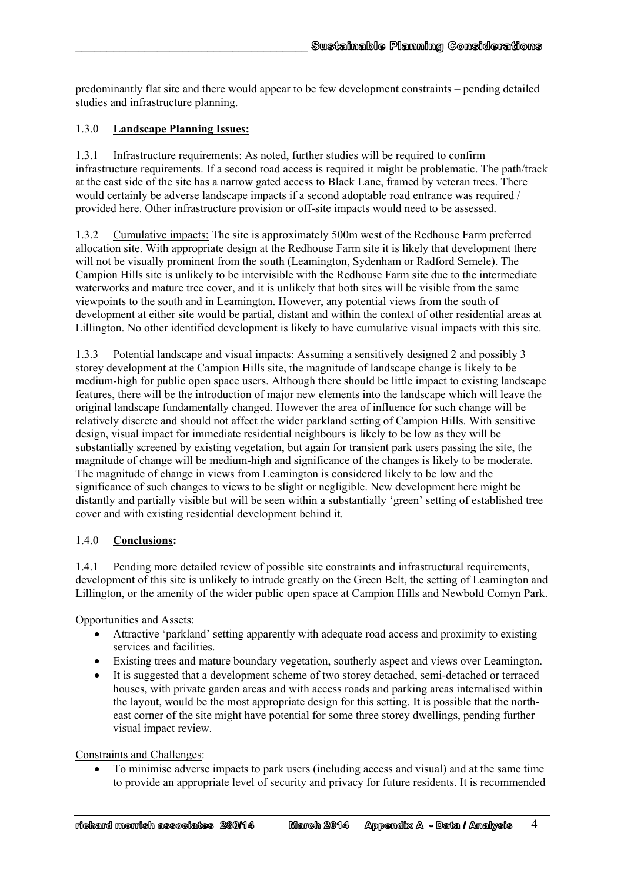predominantly flat site and there would appear to be few development constraints – pending detailed studies and infrastructure planning.

## 1.3.0 **Landscape Planning Issues:**

1.3.1 Infrastructure requirements: As noted, further studies will be required to confirm infrastructure requirements. If a second road access is required it might be problematic. The path/track at the east side of the site has a narrow gated access to Black Lane, framed by veteran trees. There would certainly be adverse landscape impacts if a second adoptable road entrance was required / provided here. Other infrastructure provision or off-site impacts would need to be assessed.

1.3.2 Cumulative impacts: The site is approximately 500m west of the Redhouse Farm preferred allocation site. With appropriate design at the Redhouse Farm site it is likely that development there will not be visually prominent from the south (Leamington, Sydenham or Radford Semele). The Campion Hills site is unlikely to be intervisible with the Redhouse Farm site due to the intermediate waterworks and mature tree cover, and it is unlikely that both sites will be visible from the same viewpoints to the south and in Leamington. However, any potential views from the south of development at either site would be partial, distant and within the context of other residential areas at Lillington. No other identified development is likely to have cumulative visual impacts with this site.

1.3.3 Potential landscape and visual impacts: Assuming a sensitively designed 2 and possibly 3 storey development at the Campion Hills site, the magnitude of landscape change is likely to be medium-high for public open space users. Although there should be little impact to existing landscape features, there will be the introduction of major new elements into the landscape which will leave the original landscape fundamentally changed. However the area of influence for such change will be relatively discrete and should not affect the wider parkland setting of Campion Hills. With sensitive design, visual impact for immediate residential neighbours is likely to be low as they will be substantially screened by existing vegetation, but again for transient park users passing the site, the magnitude of change will be medium-high and significance of the changes is likely to be moderate. The magnitude of change in views from Leamington is considered likely to be low and the significance of such changes to views to be slight or negligible. New development here might be distantly and partially visible but will be seen within a substantially 'green' setting of established tree cover and with existing residential development behind it.

## 1.4.0 **Conclusions:**

1.4.1 Pending more detailed review of possible site constraints and infrastructural requirements, development of this site is unlikely to intrude greatly on the Green Belt, the setting of Leamington and Lillington, or the amenity of the wider public open space at Campion Hills and Newbold Comyn Park.

Opportunities and Assets:

- Attractive 'parkland' setting apparently with adequate road access and proximity to existing services and facilities.
- Existing trees and mature boundary vegetation, southerly aspect and views over Leamington.
- It is suggested that a development scheme of two storey detached, semi-detached or terraced houses, with private garden areas and with access roads and parking areas internalised within the layout, would be the most appropriate design for this setting. It is possible that the north-east corner of the site might have potential for some three storey dwellings, pending further visual impact review.

Constraints and Challenges:

- To minimise adverse impacts to park users (including access and visual) and at the same time to provide an appropriate level of security and privacy for future residents. It is recommended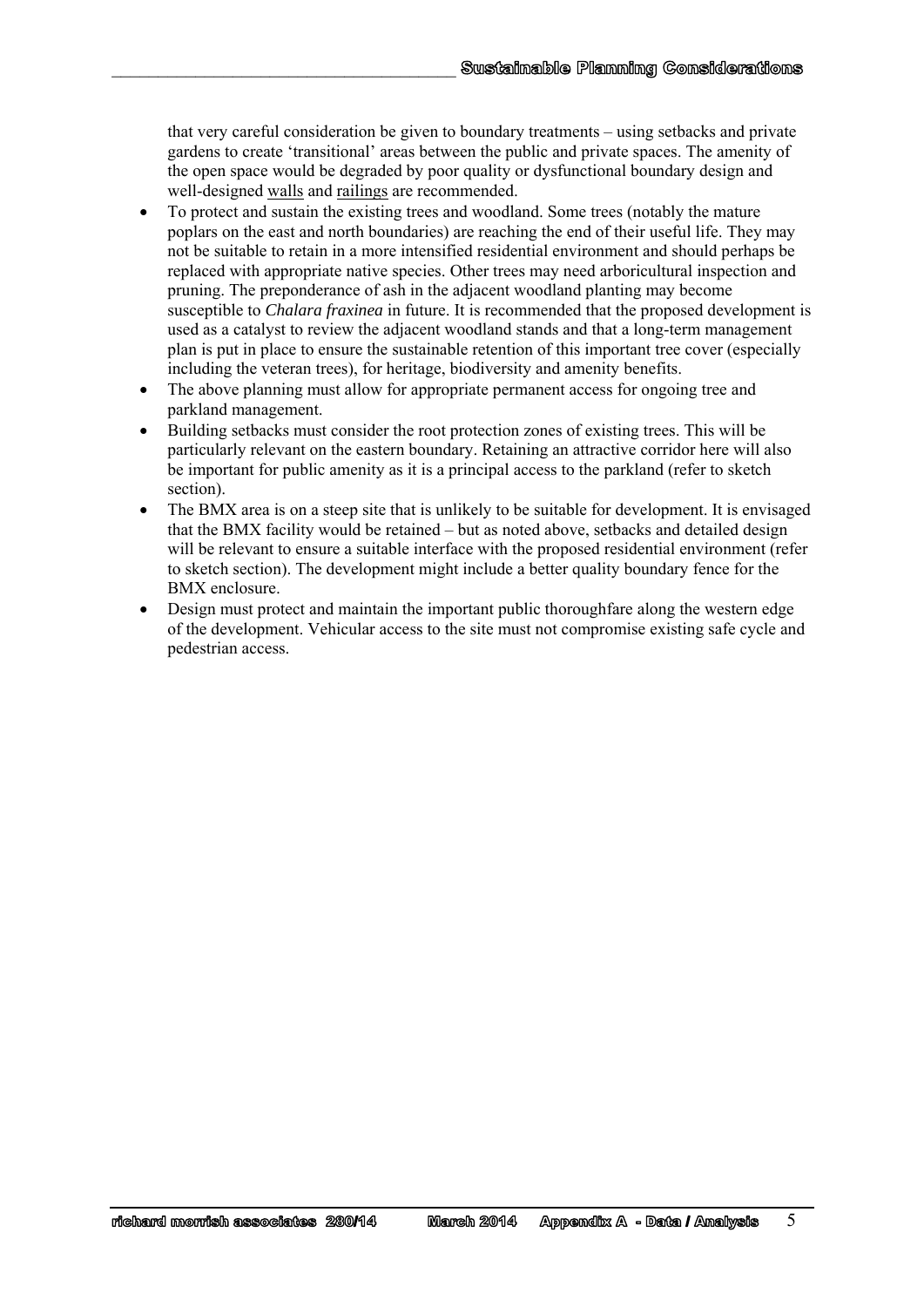that very careful consideration be given to boundary treatments – using setbacks and private gardens to create 'transitional' areas between the public and private spaces. The amenity of the open space would be degraded by poor quality or dysfunctional boundary design and well-designed <u>walls</u> and <u>railings</u> are recommended.

- To protect and sustain the existing trees and woodland. Some trees (notably the mature poplars on the east and north boundaries) are reaching the end of their useful life. They may not be suitable to retain in a more intensified residential environment and should perhaps be replaced with appropriate native species. Other trees may need arboricultural inspection and pruning. The preponderance of ash in the adjacent woodland planting may become susceptible to *Chalara fraxinea* in future. It is recommended that the proposed development is used as a catalyst to review the adjacent woodland stands and that a long-term management plan is put in place to ensure the sustainable retention of this important tree cover (especially including the veteran trees), for heritage, biodiversity and amenity benefits.
- The above planning must allow for appropriate permanent access for ongoing tree and parkland management.
- Building setbacks must consider the root protection zones of existing trees. This will be particularly relevant on the eastern boundary. Retaining an attractive corridor here will also be important for public amenity as it is a principal access to the parkland (refer to sketch section).
- The BMX area is on a steep site that is unlikely to be suitable for development. It is envisaged that the BMX facility would be retained – but as noted above, setbacks and detailed design will be relevant to ensure a suitable interface with the proposed residential environment (refer to sketch section). The development might include a better quality boundary fence for the BMX enclosure.
- Design must protect and maintain the important public thoroughfare along the western edge of the development. Vehicular access to the site must not compromise existing safe cycle and pedestrian access.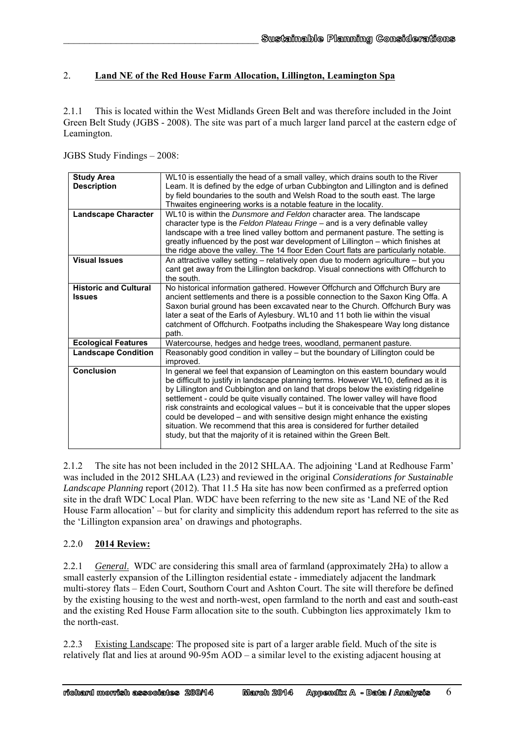## 2. **Land NE of the Red House Farm Allocation, Lillington, Leamington Spa**

2.1.1 This is located within the West Midlands Green Belt and was therefore included in the Joint Green Belt Study (JGBS - 2008). The site was part of a much larger land parcel at the eastern edge of Leamington.

JGBS Study Findings – 2008:

| | |
|---|---|
| **Study Area Description** | WL10 is essentially the head of a small valley, which drains south to the River Leam. It is defined by the edge of urban Cubbington and Lillington and is defined by field boundaries to the south and Welsh Road to the south east. The large Thwaites engineering works is a notable feature in the locality. |
| **Landscape Character** | WL10 is within the *Dunsmore and Feldon* character area. The landscape character type is the *Feldon Plateau Fringe* – and is a very definable valley landscape with a tree lined valley bottom and permanent pasture. The setting is greatly influenced by the post war development of Lillington – which finishes at the ridge above the valley. The 14 floor Eden Court flats are particularly notable. |
| **Visual Issues** | An attractive valley setting – relatively open due to modern agriculture – but you cant get away from the Lillington backdrop. Visual connections with Offchurch to the south. |
| **Historic and Cultural Issues** | No historical information gathered. However Offchurch and Offchurch Bury are ancient settlements and there is a possible connection to the Saxon King Offa. A Saxon burial ground has been excavated near to the Church. Offchurch Bury was later a seat of the Earls of Aylesbury. WL10 and 11 both lie within the visual catchment of Offchurch. Footpaths including the Shakespeare Way long distance path. |
| **Ecological Features** | Watercourse, hedges and hedge trees, woodland, permanent pasture. |
| **Landscape Condition** | Reasonably good condition in valley – but the boundary of Lillington could be improved. |
| **Conclusion** | In general we feel that expansion of Leamington on this eastern boundary would be difficult to justify in landscape planning terms. However WL10, defined as it is by Lillington and Cubbington and on land that drops below the existing ridgeline settlement - could be quite visually contained. The lower valley will have flood risk constraints and ecological values – but it is conceivable that the upper slopes could be developed – and with sensitive design might enhance the existing situation. We recommend that this area is considered for further detailed study, but that the majority of it is retained within the Green Belt. |

2.1.2 The site has not been included in the 2012 SHLAA. The adjoining 'Land at Redhouse Farm' was included in the 2012 SHLAA (L23) and reviewed in the original *Considerations for Sustainable Landscape Planning* report (2012). That 11.5 Ha site has now been confirmed as a preferred option site in the draft WDC Local Plan. WDC have been referring to the new site as 'Land NE of the Red House Farm allocation' – but for clarity and simplicity this addendum report has referred to the site as the 'Lillington expansion area' on drawings and photographs.

### 2.2.0 **2014 Review:**

2.2.1 *General*. WDC are considering this small area of farmland (approximately 2Ha) to allow a small easterly expansion of the Lillington residential estate - immediately adjacent the landmark multi-storey flats – Eden Court, Southorn Court and Ashton Court. The site will therefore be defined by the existing housing to the west and north-west, open farmland to the north and east and south-east and the existing Red House Farm allocation site to the south. Cubbington lies approximately 1km to the north-east.

2.2.3 Existing Landscape: The proposed site is part of a larger arable field. Much of the site is relatively flat and lies at around 90-95m AOD – a similar level to the existing adjacent housing at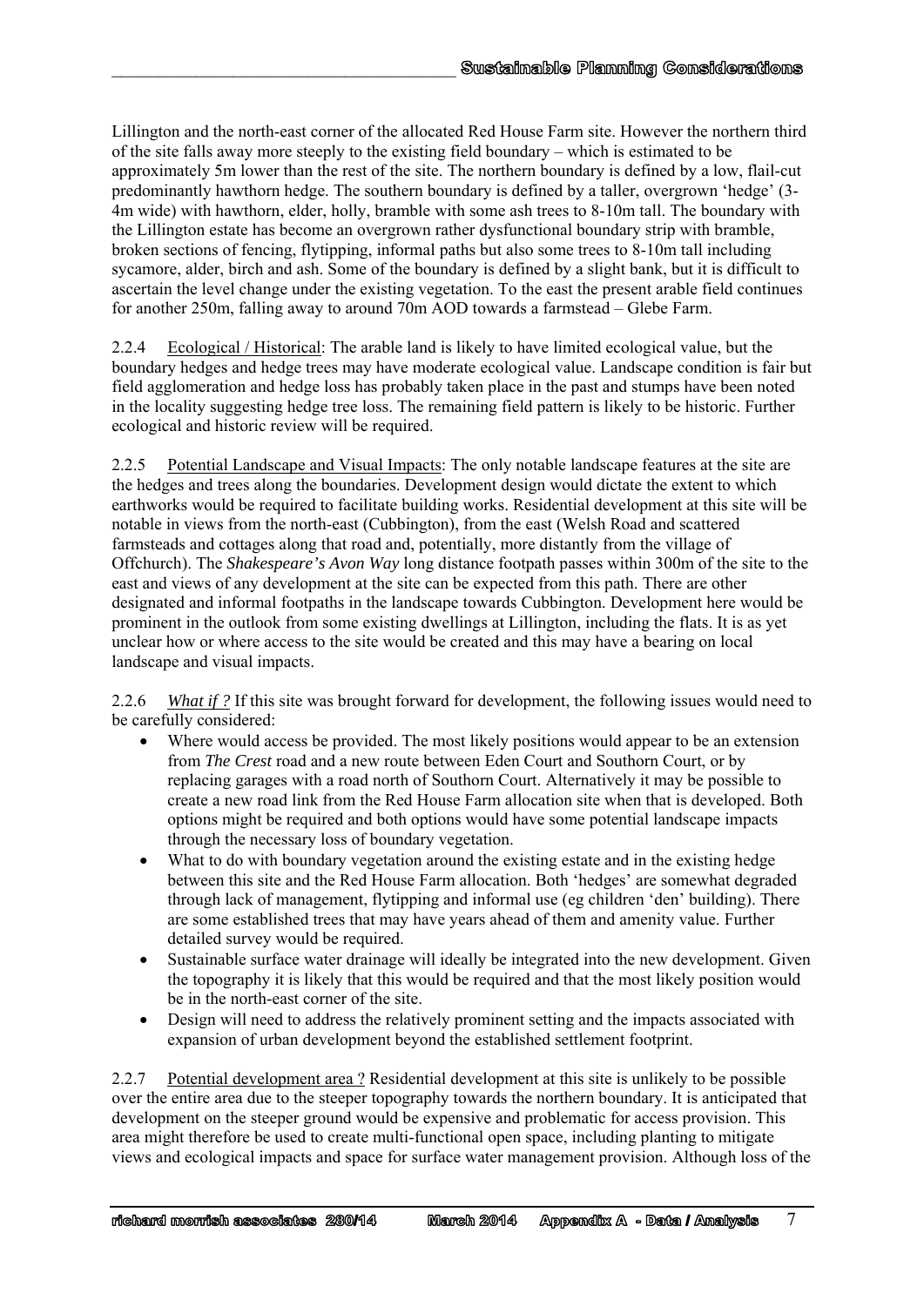Lillington and the north-east corner of the allocated Red House Farm site. However the northern third of the site falls away more steeply to the existing field boundary – which is estimated to be approximately 5m lower than the rest of the site. The northern boundary is defined by a low, flail-cut predominantly hawthorn hedge. The southern boundary is defined by a taller, overgrown 'hedge' (3-4m wide) with hawthorn, elder, holly, bramble with some ash trees to 8-10m tall. The boundary with the Lillington estate has become an overgrown rather dysfunctional boundary strip with bramble, broken sections of fencing, flytipping, informal paths but also some trees to 8-10m tall including sycamore, alder, birch and ash. Some of the boundary is defined by a slight bank, but it is difficult to ascertain the level change under the existing vegetation. To the east the present arable field continues for another 250m, falling away to around 70m AOD towards a farmstead – Glebe Farm.

2.2.4 Ecological / Historical: The arable land is likely to have limited ecological value, but the boundary hedges and hedge trees may have moderate ecological value. Landscape condition is fair but field agglomeration and hedge loss has probably taken place in the past and stumps have been noted in the locality suggesting hedge tree loss. The remaining field pattern is likely to be historic. Further ecological and historic review will be required.

2.2.5 Potential Landscape and Visual Impacts: The only notable landscape features at the site are the hedges and trees along the boundaries. Development design would dictate the extent to which earthworks would be required to facilitate building works. Residential development at this site will be notable in views from the north-east (Cubbington), from the east (Welsh Road and scattered farmsteads and cottages along that road and, potentially, more distantly from the village of Offchurch). The *Shakespeare's Avon Way* long distance footpath passes within 300m of the site to the east and views of any development at the site can be expected from this path. There are other designated and informal footpaths in the landscape towards Cubbington. Development here would be prominent in the outlook from some existing dwellings at Lillington, including the flats. It is as yet unclear how or where access to the site would be created and this may have a bearing on local landscape and visual impacts.

2.2.6 *What if ?* If this site was brought forward for development, the following issues would need to be carefully considered:

- Where would access be provided. The most likely positions would appear to be an extension from *The Crest* road and a new route between Eden Court and Southorn Court, or by replacing garages with a road north of Southorn Court. Alternatively it may be possible to create a new road link from the Red House Farm allocation site when that is developed. Both options might be required and both options would have some potential landscape impacts through the necessary loss of boundary vegetation.
- What to do with boundary vegetation around the existing estate and in the existing hedge between this site and the Red House Farm allocation. Both 'hedges' are somewhat degraded through lack of management, flytipping and informal use (eg children 'den' building). There are some established trees that may have years ahead of them and amenity value. Further detailed survey would be required.
- Sustainable surface water drainage will ideally be integrated into the new development. Given the topography it is likely that this would be required and that the most likely position would be in the north-east corner of the site.
- Design will need to address the relatively prominent setting and the impacts associated with expansion of urban development beyond the established settlement footprint.

2.2.7 Potential development area ? Residential development at this site is unlikely to be possible over the entire area due to the steeper topography towards the northern boundary. It is anticipated that development on the steeper ground would be expensive and problematic for access provision. This area might therefore be used to create multi-functional open space, including planting to mitigate views and ecological impacts and space for surface water management provision. Although loss of the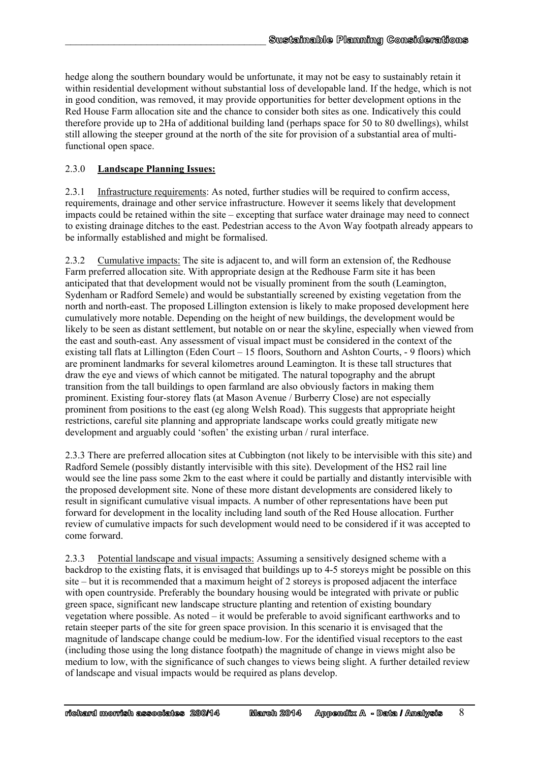hedge along the southern boundary would be unfortunate, it may not be easy to sustainably retain it within residential development without substantial loss of developable land. If the hedge, which is not in good condition, was removed, it may provide opportunities for better development options in the Red House Farm allocation site and the chance to consider both sites as one. Indicatively this could therefore provide up to 2Ha of additional building land (perhaps space for 50 to 80 dwellings), whilst still allowing the steeper ground at the north of the site for provision of a substantial area of multi-functional open space.

## 2.3.0 Landscape Planning Issues:

2.3.1 Infrastructure requirements: As noted, further studies will be required to confirm access, requirements, drainage and other service infrastructure. However it seems likely that development impacts could be retained within the site – excepting that surface water drainage may need to connect to existing drainage ditches to the east. Pedestrian access to the Avon Way footpath already appears to be informally established and might be formalised.

2.3.2 Cumulative impacts: The site is adjacent to, and will form an extension of, the Redhouse Farm preferred allocation site. With appropriate design at the Redhouse Farm site it has been anticipated that that development would not be visually prominent from the south (Leamington, Sydenham or Radford Semele) and would be substantially screened by existing vegetation from the north and north-east. The proposed Lillington extension is likely to make proposed development here cumulatively more notable. Depending on the height of new buildings, the development would be likely to be seen as distant settlement, but notable on or near the skyline, especially when viewed from the east and south-east. Any assessment of visual impact must be considered in the context of the existing tall flats at Lillington (Eden Court – 15 floors, Southorn and Ashton Courts, - 9 floors) which are prominent landmarks for several kilometres around Leamington. It is these tall structures that draw the eye and views of which cannot be mitigated. The natural topography and the abrupt transition from the tall buildings to open farmland are also obviously factors in making them prominent. Existing four-storey flats (at Mason Avenue / Burberry Close) are not especially prominent from positions to the east (eg along Welsh Road). This suggests that appropriate height restrictions, careful site planning and appropriate landscape works could greatly mitigate new development and arguably could 'soften' the existing urban / rural interface.

2.3.3 There are preferred allocation sites at Cubbington (not likely to be intervisible with this site) and Radford Semele (possibly distantly intervisible with this site). Development of the HS2 rail line would see the line pass some 2km to the east where it could be partially and distantly intervisible with the proposed development site. None of these more distant developments are considered likely to result in significant cumulative visual impacts. A number of other representations have been put forward for development in the locality including land south of the Red House allocation. Further review of cumulative impacts for such development would need to be considered if it was accepted to come forward.

2.3.3 Potential landscape and visual impacts: Assuming a sensitively designed scheme with a backdrop to the existing flats, it is envisaged that buildings up to 4-5 storeys might be possible on this site – but it is recommended that a maximum height of 2 storeys is proposed adjacent the interface with open countryside. Preferably the boundary housing would be integrated with private or public green space, significant new landscape structure planting and retention of existing boundary vegetation where possible. As noted – it would be preferable to avoid significant earthworks and to retain steeper parts of the site for green space provision. In this scenario it is envisaged that the magnitude of landscape change could be medium-low. For the identified visual receptors to the east (including those using the long distance footpath) the magnitude of change in views might also be medium to low, with the significance of such changes to views being slight. A further detailed review of landscape and visual impacts would be required as plans develop.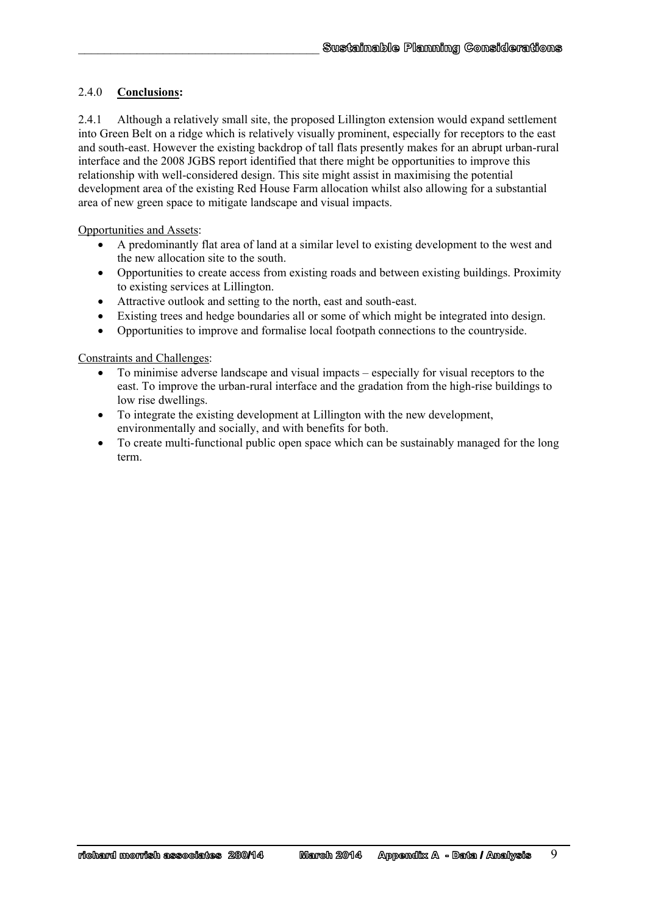### 2.4.0 **Conclusions:**

2.4.1 Although a relatively small site, the proposed Lillington extension would expand settlement into Green Belt on a ridge which is relatively visually prominent, especially for receptors to the east and south-east. However the existing backdrop of tall flats presently makes for an abrupt urban-rural interface and the 2008 JGBS report identified that there might be opportunities to improve this relationship with well-considered design. This site might assist in maximising the potential development area of the existing Red House Farm allocation whilst also allowing for a substantial area of new green space to mitigate landscape and visual impacts.

Opportunities and Assets:

- A predominantly flat area of land at a similar level to existing development to the west and the new allocation site to the south.
- Opportunities to create access from existing roads and between existing buildings. Proximity to existing services at Lillington.
- Attractive outlook and setting to the north, east and south-east.
- Existing trees and hedge boundaries all or some of which might be integrated into design.
- Opportunities to improve and formalise local footpath connections to the countryside.

Constraints and Challenges:

- To minimise adverse landscape and visual impacts – especially for visual receptors to the east. To improve the urban-rural interface and the gradation from the high-rise buildings to low rise dwellings.
- To integrate the existing development at Lillington with the new development, environmentally and socially, and with benefits for both.
- To create multi-functional public open space which can be sustainably managed for the long term.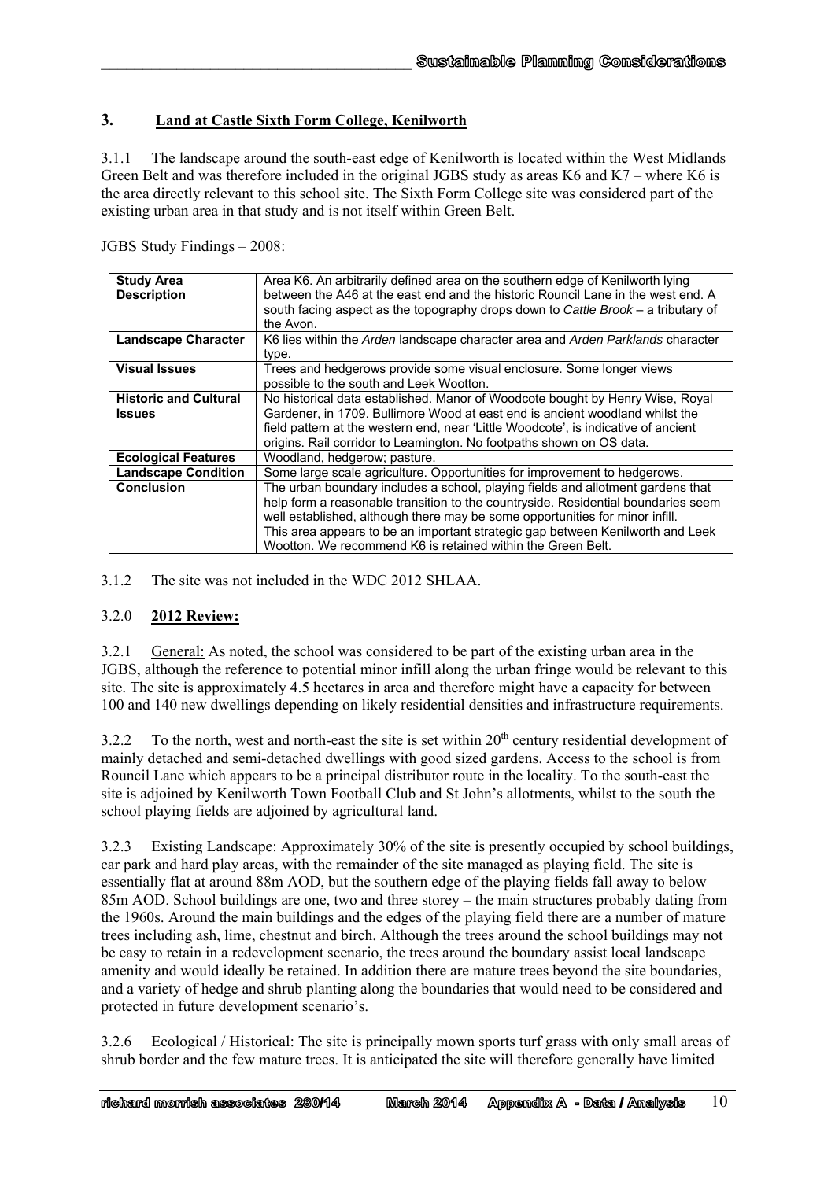## 3. Land at Castle Sixth Form College, Kenilworth

3.1.1 The landscape around the south-east edge of Kenilworth is located within the West Midlands Green Belt and was therefore included in the original JGBS study as areas K6 and K7 – where K6 is the area directly relevant to this school site. The Sixth Form College site was considered part of the existing urban area in that study and is not itself within Green Belt.

JGBS Study Findings – 2008:

| | |
|---|---|
| **Study Area Description** | Area K6. An arbitrarily defined area on the southern edge of Kenilworth lying between the A46 at the east end and the historic Rouncil Lane in the west end. A south facing aspect as the topography drops down to *Cattle Brook* – a tributary of the Avon. |
| **Landscape Character** | K6 lies within the *Arden* landscape character area and *Arden Parklands* character type. |
| **Visual Issues** | Trees and hedgerows provide some visual enclosure. Some longer views possible to the south and Leek Wootton. |
| **Historic and Cultural Issues** | No historical data established. Manor of Woodcote bought by Henry Wise, Royal Gardener, in 1709. Bullimore Wood at east end is ancient woodland whilst the field pattern at the western end, near 'Little Woodcote', is indicative of ancient origins. Rail corridor to Leamington. No footpaths shown on OS data. |
| **Ecological Features** | Woodland, hedgerow; pasture. |
| **Landscape Condition** | Some large scale agriculture. Opportunities for improvement to hedgerows. |
| **Conclusion** | The urban boundary includes a school, playing fields and allotment gardens that help form a reasonable transition to the countryside. Residential boundaries seem well established, although there may be some opportunities for minor infill. This area appears to be an important strategic gap between Kenilworth and Leek Wootton. We recommend K6 is retained within the Green Belt. |

3.1.2 The site was not included in the WDC 2012 SHLAA.

### 3.2.0 2012 Review:

3.2.1 General: As noted, the school was considered to be part of the existing urban area in the JGBS, although the reference to potential minor infill along the urban fringe would be relevant to this site. The site is approximately 4.5 hectares in area and therefore might have a capacity for between 100 and 140 new dwellings depending on likely residential densities and infrastructure requirements.

3.2.2 To the north, west and north-east the site is set within 20th century residential development of mainly detached and semi-detached dwellings with good sized gardens. Access to the school is from Rouncil Lane which appears to be a principal distributor route in the locality. To the south-east the site is adjoined by Kenilworth Town Football Club and St John's allotments, whilst to the south the school playing fields are adjoined by agricultural land.

3.2.3 Existing Landscape: Approximately 30% of the site is presently occupied by school buildings, car park and hard play areas, with the remainder of the site managed as playing field. The site is essentially flat at around 88m AOD, but the southern edge of the playing fields fall away to below 85m AOD. School buildings are one, two and three storey – the main structures probably dating from the 1960s. Around the main buildings and the edges of the playing field there are a number of mature trees including ash, lime, chestnut and birch. Although the trees around the school buildings may not be easy to retain in a redevelopment scenario, the trees around the boundary assist local landscape amenity and would ideally be retained. In addition there are mature trees beyond the site boundaries, and a variety of hedge and shrub planting along the boundaries that would need to be considered and protected in future development scenario's.

3.2.6 Ecological / Historical: The site is principally mown sports turf grass with only small areas of shrub border and the few mature trees. It is anticipated the site will therefore generally have limited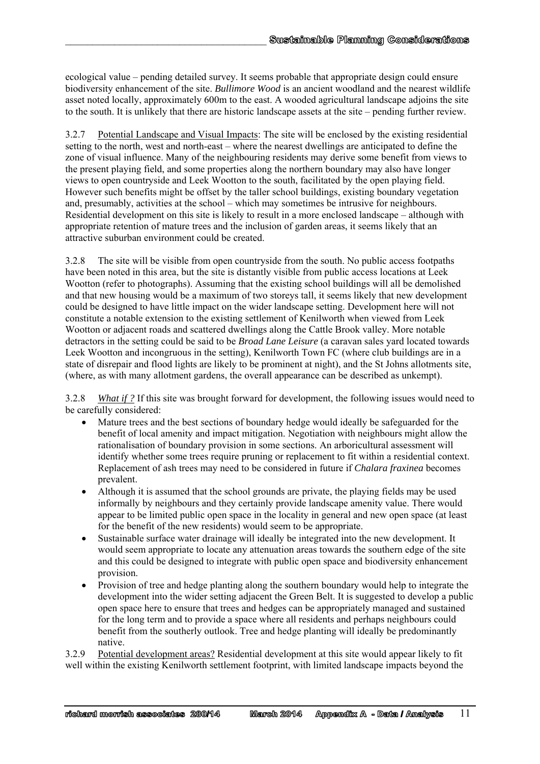ecological value – pending detailed survey. It seems probable that appropriate design could ensure biodiversity enhancement of the site. *Bullimore Wood* is an ancient woodland and the nearest wildlife asset noted locally, approximately 600m to the east. A wooded agricultural landscape adjoins the site to the south. It is unlikely that there are historic landscape assets at the site – pending further review.

3.2.7 Potential Landscape and Visual Impacts: The site will be enclosed by the existing residential setting to the north, west and north-east – where the nearest dwellings are anticipated to define the zone of visual influence. Many of the neighbouring residents may derive some benefit from views to the present playing field, and some properties along the northern boundary may also have longer views to open countryside and Leek Wootton to the south, facilitated by the open playing field. However such benefits might be offset by the taller school buildings, existing boundary vegetation and, presumably, activities at the school – which may sometimes be intrusive for neighbours. Residential development on this site is likely to result in a more enclosed landscape – although with appropriate retention of mature trees and the inclusion of garden areas, it seems likely that an attractive suburban environment could be created.

3.2.8 The site will be visible from open countryside from the south. No public access footpaths have been noted in this area, but the site is distantly visible from public access locations at Leek Wootton (refer to photographs). Assuming that the existing school buildings will all be demolished and that new housing would be a maximum of two storeys tall, it seems likely that new development could be designed to have little impact on the wider landscape setting. Development here will not constitute a notable extension to the existing settlement of Kenilworth when viewed from Leek Wootton or adjacent roads and scattered dwellings along the Cattle Brook valley. More notable detractors in the setting could be said to be *Broad Lane Leisure* (a caravan sales yard located towards Leek Wootton and incongruous in the setting), Kenilworth Town FC (where club buildings are in a state of disrepair and flood lights are likely to be prominent at night), and the St Johns allotments site, (where, as with many allotment gardens, the overall appearance can be described as unkempt).

3.2.8 *What if ?* If this site was brought forward for development, the following issues would need to be carefully considered:

- Mature trees and the best sections of boundary hedge would ideally be safeguarded for the benefit of local amenity and impact mitigation. Negotiation with neighbours might allow the rationalisation of boundary provision in some sections. An arboricultural assessment will identify whether some trees require pruning or replacement to fit within a residential context. Replacement of ash trees may need to be considered in future if *Chalara fraxinea* becomes prevalent.
- Although it is assumed that the school grounds are private, the playing fields may be used informally by neighbours and they certainly provide landscape amenity value. There would appear to be limited public open space in the locality in general and new open space (at least for the benefit of the new residents) would seem to be appropriate.
- Sustainable surface water drainage will ideally be integrated into the new development. It would seem appropriate to locate any attenuation areas towards the southern edge of the site and this could be designed to integrate with public open space and biodiversity enhancement provision.
- Provision of tree and hedge planting along the southern boundary would help to integrate the development into the wider setting adjacent the Green Belt. It is suggested to develop a public open space here to ensure that trees and hedges can be appropriately managed and sustained for the long term and to provide a space where all residents and perhaps neighbours could benefit from the southerly outlook. Tree and hedge planting will ideally be predominantly native.

3.2.9 Potential development areas? Residential development at this site would appear likely to fit well within the existing Kenilworth settlement footprint, with limited landscape impacts beyond the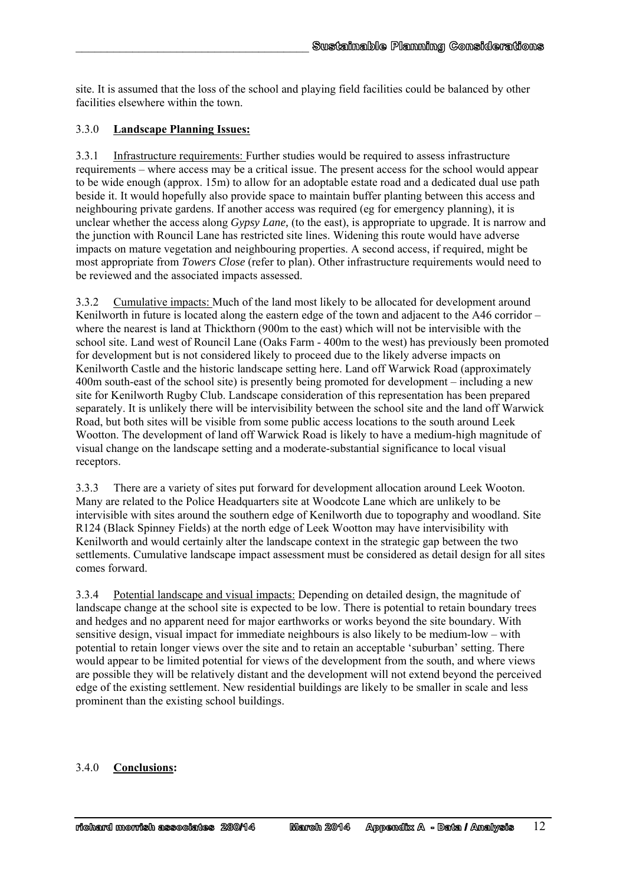site. It is assumed that the loss of the school and playing field facilities could be balanced by other facilities elsewhere within the town.

### 3.3.0 **Landscape Planning Issues:**

3.3.1 Infrastructure requirements: Further studies would be required to assess infrastructure requirements – where access may be a critical issue. The present access for the school would appear to be wide enough (approx. 15m) to allow for an adoptable estate road and a dedicated dual use path beside it. It would hopefully also provide space to maintain buffer planting between this access and neighbouring private gardens. If another access was required (eg for emergency planning), it is unclear whether the access along *Gypsy Lane,* (to the east), is appropriate to upgrade. It is narrow and the junction with Rouncil Lane has restricted site lines. Widening this route would have adverse impacts on mature vegetation and neighbouring properties. A second access, if required, might be most appropriate from *Towers Close* (refer to plan). Other infrastructure requirements would need to be reviewed and the associated impacts assessed.

3.3.2 Cumulative impacts: Much of the land most likely to be allocated for development around Kenilworth in future is located along the eastern edge of the town and adjacent to the A46 corridor – where the nearest is land at Thickthorn (900m to the east) which will not be intervisible with the school site. Land west of Rouncil Lane (Oaks Farm - 400m to the west) has previously been promoted for development but is not considered likely to proceed due to the likely adverse impacts on Kenilworth Castle and the historic landscape setting here. Land off Warwick Road (approximately 400m south-east of the school site) is presently being promoted for development – including a new site for Kenilworth Rugby Club. Landscape consideration of this representation has been prepared separately. It is unlikely there will be intervisibility between the school site and the land off Warwick Road, but both sites will be visible from some public access locations to the south around Leek Wootton. The development of land off Warwick Road is likely to have a medium-high magnitude of visual change on the landscape setting and a moderate-substantial significance to local visual receptors.

3.3.3 There are a variety of sites put forward for development allocation around Leek Wooton. Many are related to the Police Headquarters site at Woodcote Lane which are unlikely to be intervisible with sites around the southern edge of Kenilworth due to topography and woodland. Site R124 (Black Spinney Fields) at the north edge of Leek Wootton may have intervisibility with Kenilworth and would certainly alter the landscape context in the strategic gap between the two settlements. Cumulative landscape impact assessment must be considered as detail design for all sites comes forward.

3.3.4 Potential landscape and visual impacts: Depending on detailed design, the magnitude of landscape change at the school site is expected to be low. There is potential to retain boundary trees and hedges and no apparent need for major earthworks or works beyond the site boundary. With sensitive design, visual impact for immediate neighbours is also likely to be medium-low – with potential to retain longer views over the site and to retain an acceptable 'suburban' setting. There would appear to be limited potential for views of the development from the south, and where views are possible they will be relatively distant and the development will not extend beyond the perceived edge of the existing settlement. New residential buildings are likely to be smaller in scale and less prominent than the existing school buildings.

### 3.4.0 **Conclusions:**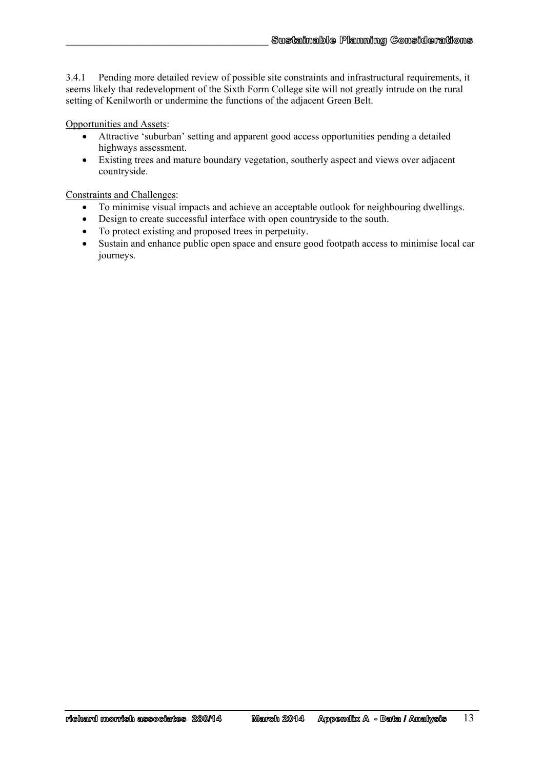3.4.1 Pending more detailed review of possible site constraints and infrastructural requirements, it seems likely that redevelopment of the Sixth Form College site will not greatly intrude on the rural setting of Kenilworth or undermine the functions of the adjacent Green Belt.

Opportunities and Assets:

- Attractive 'suburban' setting and apparent good access opportunities pending a detailed highways assessment.
- Existing trees and mature boundary vegetation, southerly aspect and views over adjacent countryside.

Constraints and Challenges:

- To minimise visual impacts and achieve an acceptable outlook for neighbouring dwellings.
- Design to create successful interface with open countryside to the south.
- To protect existing and proposed trees in perpetuity.
- Sustain and enhance public open space and ensure good footpath access to minimise local car journeys.